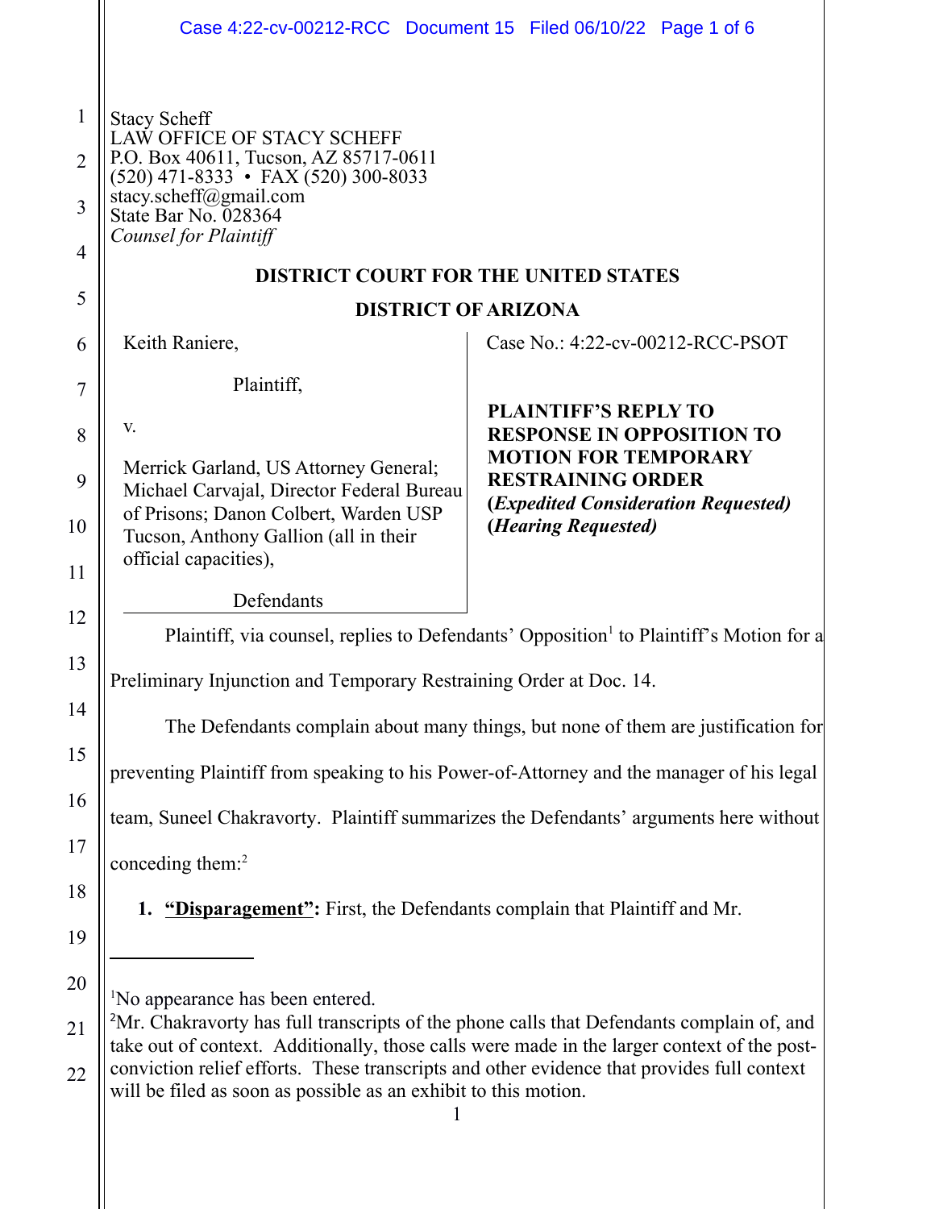Stacy Scheff
LAW OFFICE OF STACY SCHEFF
P.O. Box 40611, Tucson, AZ 85717-0611
(520) 471-8333 • FAX (520) 300-8033
stacy.scheff@gmail.com
State Bar No. 028364
*Counsel for Plaintiff*

**DISTRICT COURT FOR THE UNITED STATES**

**DISTRICT OF ARIZONA**

| | |
|---|---|
| Keith Raniere,<br><br>Plaintiff,<br><br>v.<br><br>Merrick Garland, US Attorney General; Michael Carvajal, Director Federal Bureau of Prisons; Danon Colbert, Warden USP Tucson, Anthony Gallion (all in their official capacities),<br><br>Defendants | Case No.: 4:22-cv-00212-RCC-PSOT<br><br>**PLAINTIFF'S REPLY TO RESPONSE IN OPPOSITION TO MOTION FOR TEMPORARY RESTRAINING ORDER**<br>**(*Expedited Consideration Requested)***<br>**(*Hearing Requested)*** |

Plaintiff, via counsel, replies to Defendants' Opposition[1] to Plaintiff's Motion for a Preliminary Injunction and Temporary Restraining Order at Doc. 14.

The Defendants complain about many things, but none of them are justification for preventing Plaintiff from speaking to his Power-of-Attorney and the manager of his legal team, Suneel Chakravorty. Plaintiff summarizes the Defendants' arguments here without conceding them:[2]

1. **"Disparagement":** First, the Defendants complain that Plaintiff and Mr.

---

[1]No appearance has been entered.

[2]Mr. Chakravorty has full transcripts of the phone calls that Defendants complain of, and take out of context. Additionally, those calls were made in the larger context of the post-conviction relief efforts. These transcripts and other evidence that provides full context will be filed as soon as possible as an exhibit to this motion.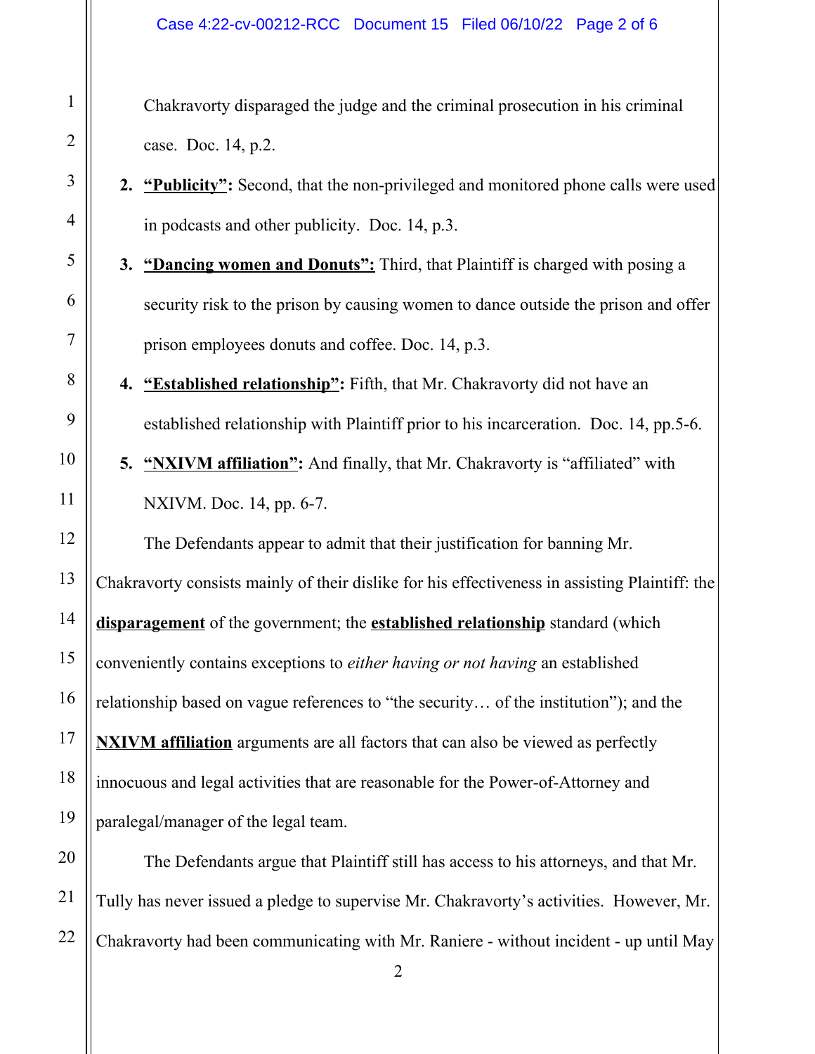Chakravorty disparaged the judge and the criminal prosecution in his criminal case. Doc. 14, p.2.

2. **<u>"Publicity"</u>:** Second, that the non-privileged and monitored phone calls were used in podcasts and other publicity. Doc. 14, p.3.
3. **<u>"Dancing women and Donuts"</u>:** Third, that Plaintiff is charged with posing a security risk to the prison by causing women to dance outside the prison and offer prison employees donuts and coffee. Doc. 14, p.3.
4. **<u>"Established relationship"</u>:** Fifth, that Mr. Chakravorty did not have an established relationship with Plaintiff prior to his incarceration. Doc. 14, pp.5-6.
5. **<u>"NXIVM affiliation"</u>:** And finally, that Mr. Chakravorty is "affiliated" with NXIVM. Doc. 14, pp. 6-7.

The Defendants appear to admit that their justification for banning Mr. Chakravorty consists mainly of their dislike for his effectiveness in assisting Plaintiff: the **<u>disparagement</u>** of the government; the **<u>established relationship</u>** standard (which conveniently contains exceptions to *either having or not having* an established relationship based on vague references to "the security… of the institution"); and the **<u>NXIVM affiliation</u>** arguments are all factors that can also be viewed as perfectly innocuous and legal activities that are reasonable for the Power-of-Attorney and paralegal/manager of the legal team.

The Defendants argue that Plaintiff still has access to his attorneys, and that Mr. Tully has never issued a pledge to supervise Mr. Chakravorty's activities. However, Mr. Chakravorty had been communicating with Mr. Raniere - without incident - up until May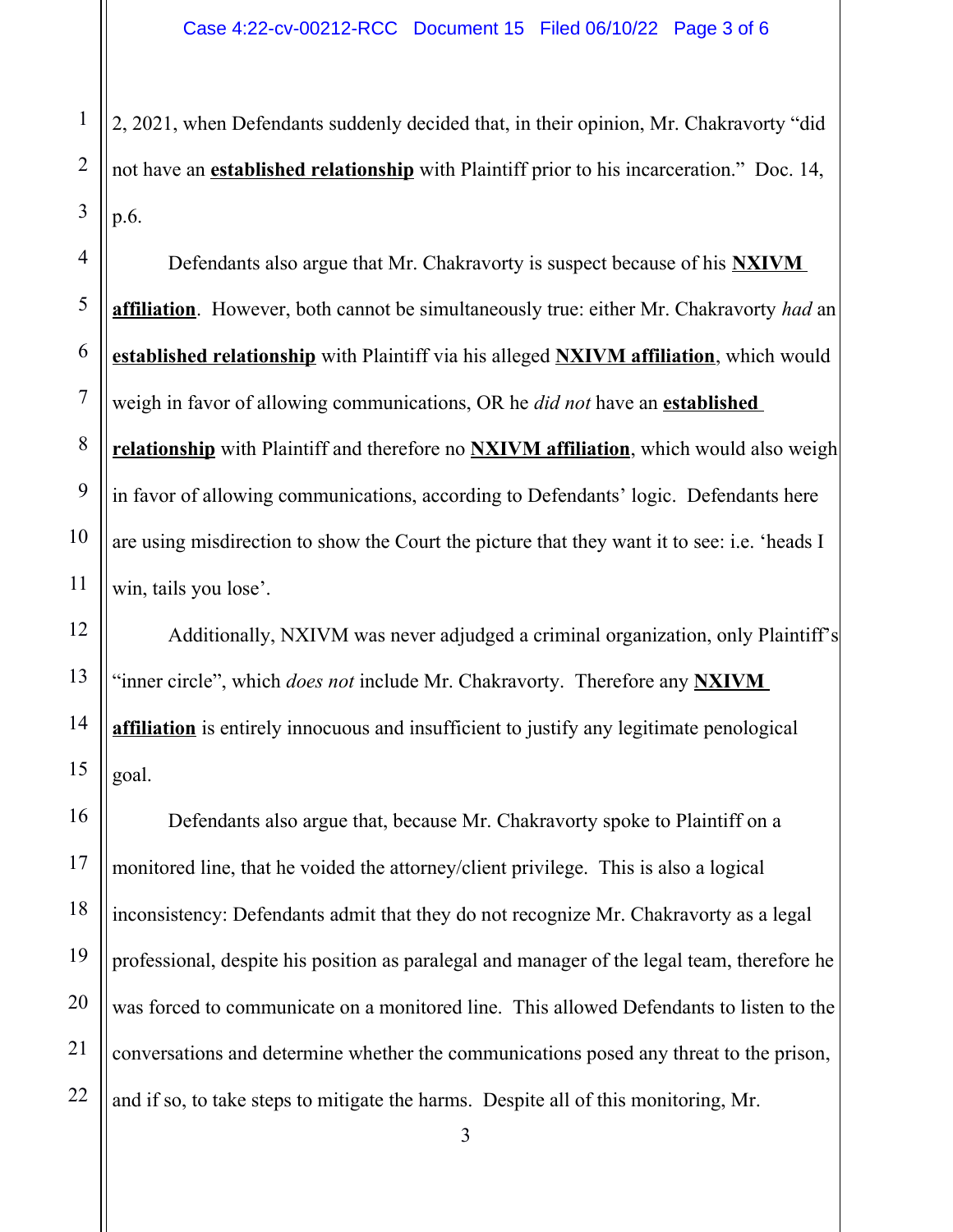2, 2021, when Defendants suddenly decided that, in their opinion, Mr. Chakravorty "did not have an **established relationship** with Plaintiff prior to his incarceration." Doc. 14, p.6.

Defendants also argue that Mr. Chakravorty is suspect because of his **NXIVM affiliation**. However, both cannot be simultaneously true: either Mr. Chakravorty *had* an **established relationship** with Plaintiff via his alleged **NXIVM affiliation**, which would weigh in favor of allowing communications, OR he *did not* have an **established relationship** with Plaintiff and therefore no **NXIVM affiliation**, which would also weigh in favor of allowing communications, according to Defendants' logic. Defendants here are using misdirection to show the Court the picture that they want it to see: i.e. 'heads I win, tails you lose'.

Additionally, NXIVM was never adjudged a criminal organization, only Plaintiff's "inner circle", which *does not* include Mr. Chakravorty. Therefore any **NXIVM affiliation** is entirely innocuous and insufficient to justify any legitimate penological goal.

Defendants also argue that, because Mr. Chakravorty spoke to Plaintiff on a monitored line, that he voided the attorney/client privilege. This is also a logical inconsistency: Defendants admit that they do not recognize Mr. Chakravorty as a legal professional, despite his position as paralegal and manager of the legal team, therefore he was forced to communicate on a monitored line. This allowed Defendants to listen to the conversations and determine whether the communications posed any threat to the prison, and if so, to take steps to mitigate the harms. Despite all of this monitoring, Mr.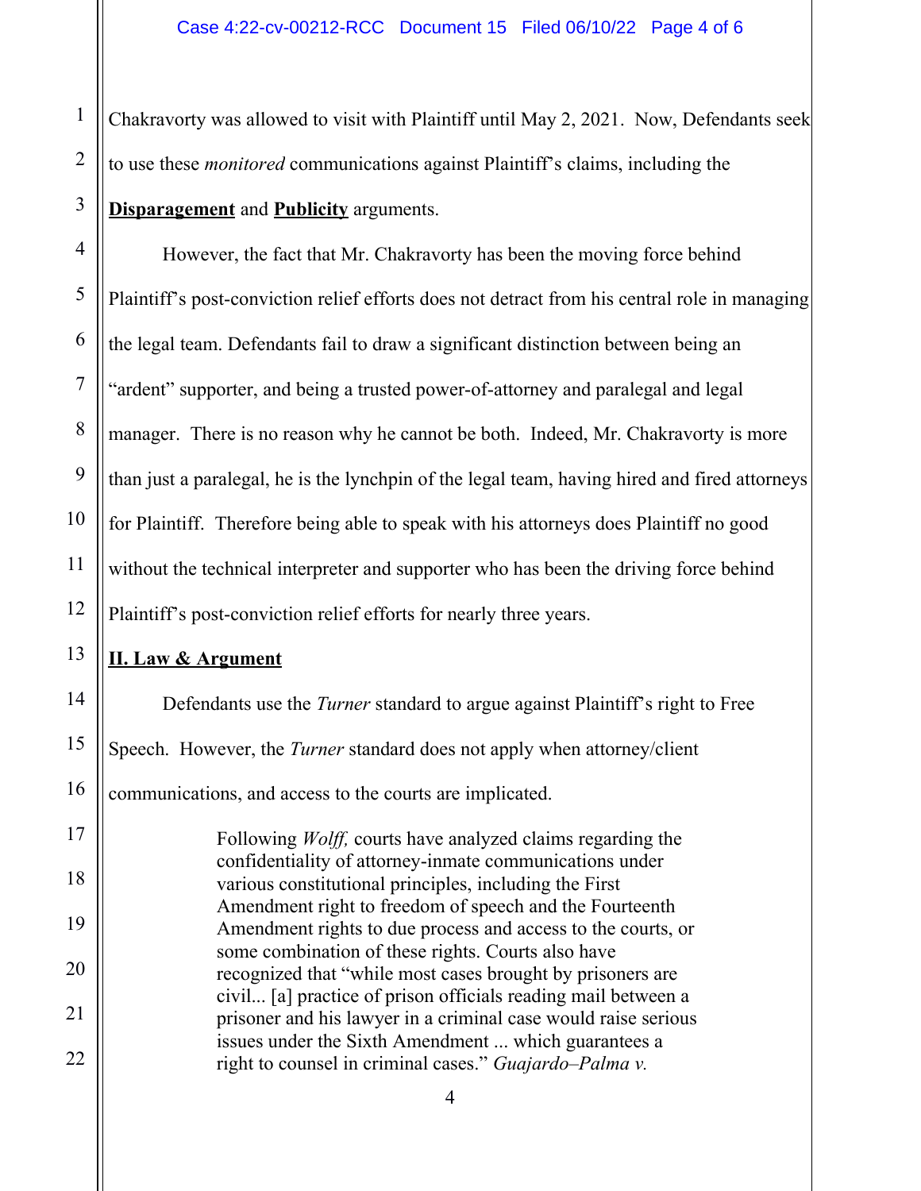Chakravorty was allowed to visit with Plaintiff until May 2, 2021. Now, Defendants seek to use these *monitored* communications against Plaintiff's claims, including the **Disparagement** and **Publicity** arguments.

However, the fact that Mr. Chakravorty has been the moving force behind Plaintiff's post-conviction relief efforts does not detract from his central role in managing the legal team. Defendants fail to draw a significant distinction between being an "ardent" supporter, and being a trusted power-of-attorney and paralegal and legal manager. There is no reason why he cannot be both. Indeed, Mr. Chakravorty is more than just a paralegal, he is the lynchpin of the legal team, having hired and fired attorneys for Plaintiff. Therefore being able to speak with his attorneys does Plaintiff no good without the technical interpreter and supporter who has been the driving force behind Plaintiff's post-conviction relief efforts for nearly three years.

## II. Law & Argument

Defendants use the *Turner* standard to argue against Plaintiff's right to Free Speech. However, the *Turner* standard does not apply when attorney/client communications, and access to the courts are implicated.

> Following *Wolff,* courts have analyzed claims regarding the confidentiality of attorney-inmate communications under various constitutional principles, including the First Amendment right to freedom of speech and the Fourteenth Amendment rights to due process and access to the courts, or some combination of these rights. Courts also have recognized that "while most cases brought by prisoners are civil... [a] practice of prison officials reading mail between a prisoner and his lawyer in a criminal case would raise serious issues under the Sixth Amendment ... which guarantees a right to counsel in criminal cases." *Guajardo–Palma v.*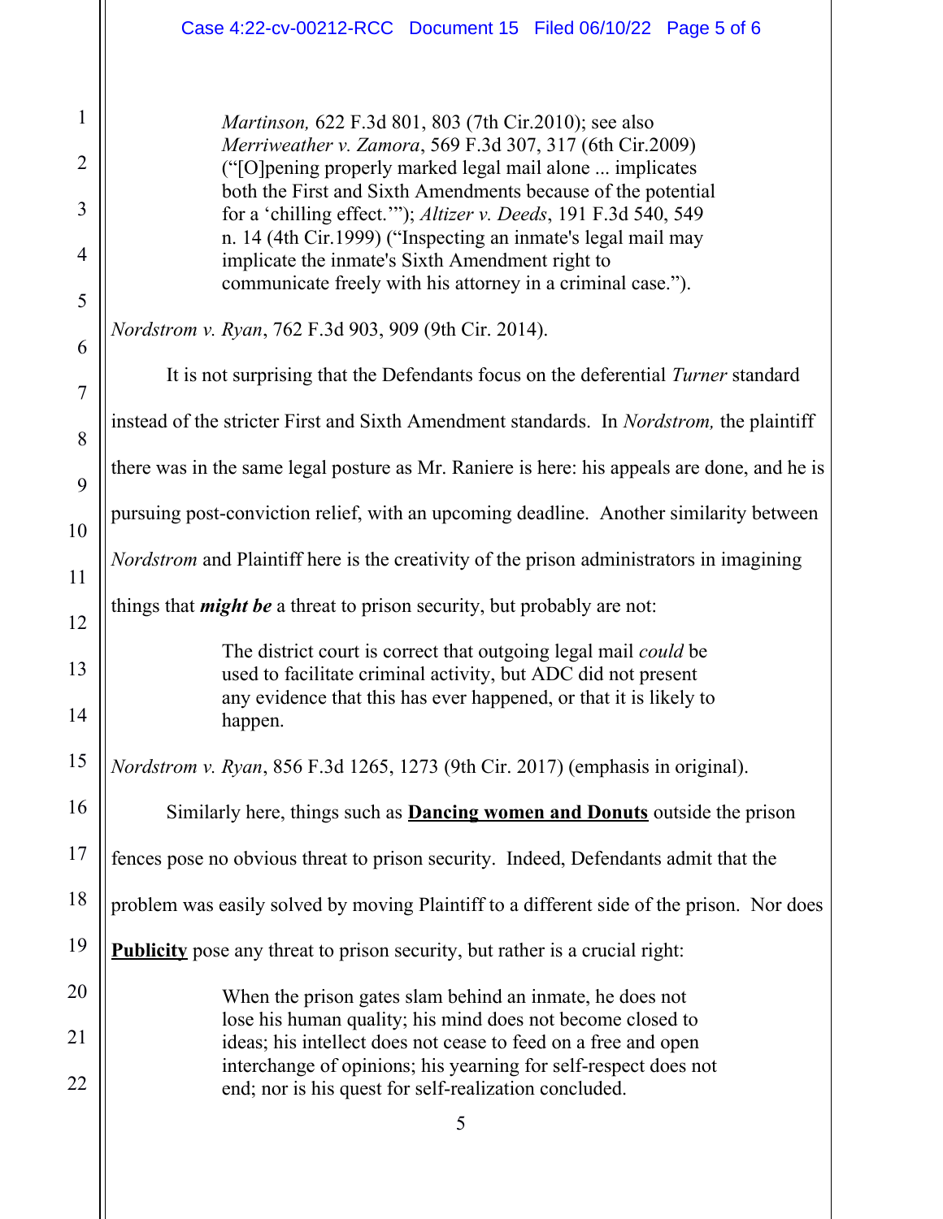> *Martinson,* 622 F.3d 801, 803 (7th Cir.2010); see also *Merriweather v. Zamora*, 569 F.3d 307, 317 (6th Cir.2009) ("[O]pening properly marked legal mail alone ... implicates both the First and Sixth Amendments because of the potential for a 'chilling effect.'"); *Altizer v. Deeds*, 191 F.3d 540, 549 n. 14 (4th Cir.1999) ("Inspecting an inmate's legal mail may implicate the inmate's Sixth Amendment right to communicate freely with his attorney in a criminal case.").

*Nordstrom v. Ryan*, 762 F.3d 903, 909 (9th Cir. 2014).

It is not surprising that the Defendants focus on the deferential *Turner* standard instead of the stricter First and Sixth Amendment standards. In *Nordstrom,* the plaintiff there was in the same legal posture as Mr. Raniere is here: his appeals are done, and he is pursuing post-conviction relief, with an upcoming deadline. Another similarity between *Nordstrom* and Plaintiff here is the creativity of the prison administrators in imagining things that ***might be*** a threat to prison security, but probably are not:

> The district court is correct that outgoing legal mail *could* be used to facilitate criminal activity, but ADC did not present any evidence that this has ever happened, or that it is likely to happen.

*Nordstrom v. Ryan*, 856 F.3d 1265, 1273 (9th Cir. 2017) (emphasis in original).

Similarly here, things such as <u>**Dancing women and Donuts**</u> outside the prison fences pose no obvious threat to prison security. Indeed, Defendants admit that the problem was easily solved by moving Plaintiff to a different side of the prison. Nor does <u>**Publicity**</u> pose any threat to prison security, but rather is a crucial right:

> When the prison gates slam behind an inmate, he does not lose his human quality; his mind does not become closed to ideas; his intellect does not cease to feed on a free and open interchange of opinions; his yearning for self-respect does not end; nor is his quest for self-realization concluded.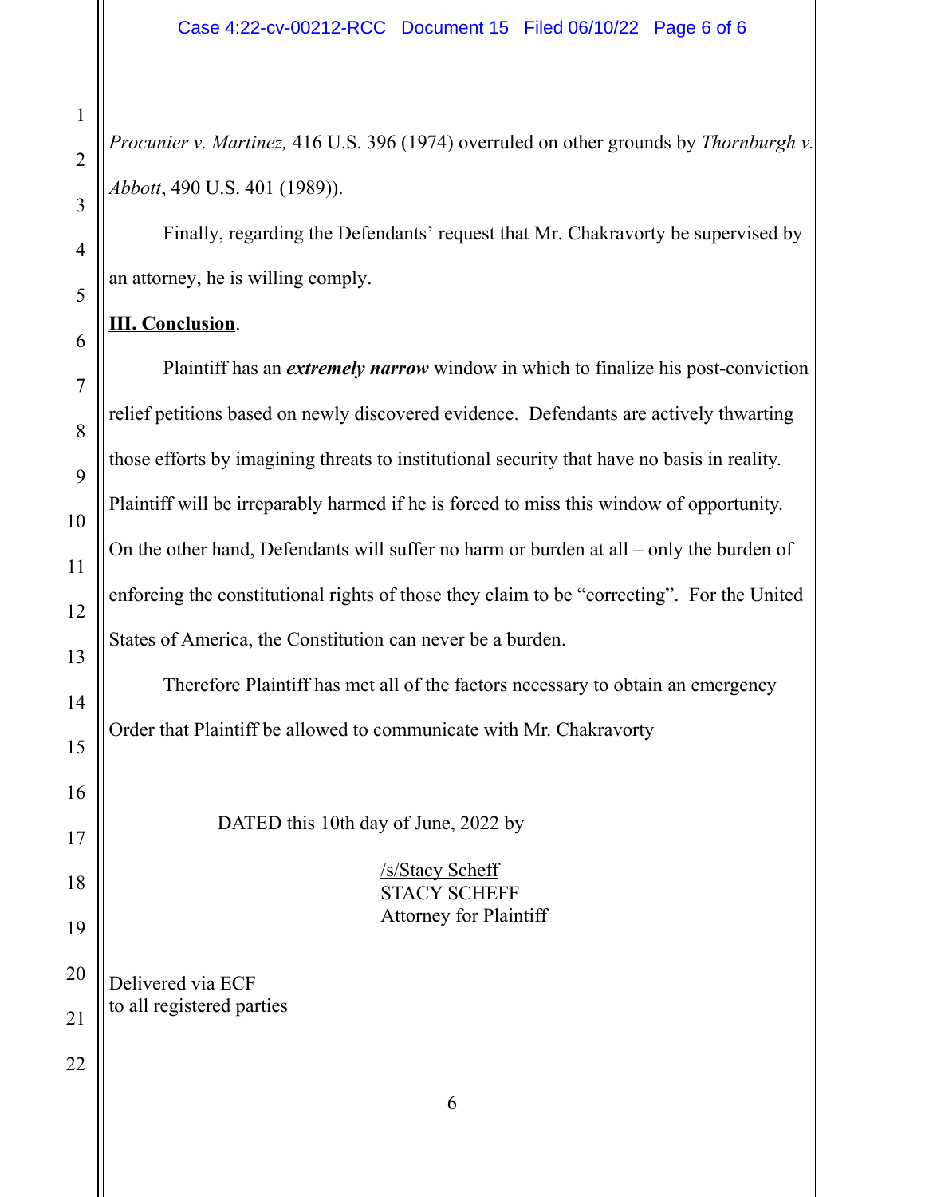*Procunier v. Martinez,* 416 U.S. 396 (1974) overruled on other grounds by *Thornburgh v. Abbott*, 490 U.S. 401 (1989)).

Finally, regarding the Defendants' request that Mr. Chakravorty be supervised by an attorney, he is willing comply.

**III. Conclusion**.

Plaintiff has an ***extremely narrow*** window in which to finalize his post-conviction relief petitions based on newly discovered evidence. Defendants are actively thwarting those efforts by imagining threats to institutional security that have no basis in reality. Plaintiff will be irreparably harmed if he is forced to miss this window of opportunity. On the other hand, Defendants will suffer no harm or burden at all – only the burden of enforcing the constitutional rights of those they claim to be "correcting". For the United States of America, the Constitution can never be a burden.

Therefore Plaintiff has met all of the factors necessary to obtain an emergency Order that Plaintiff be allowed to communicate with Mr. Chakravorty

DATED this 10th day of June, 2022 by

/s/Stacy Scheff
STACY SCHEFF
Attorney for Plaintiff

Delivered via ECF
to all registered parties